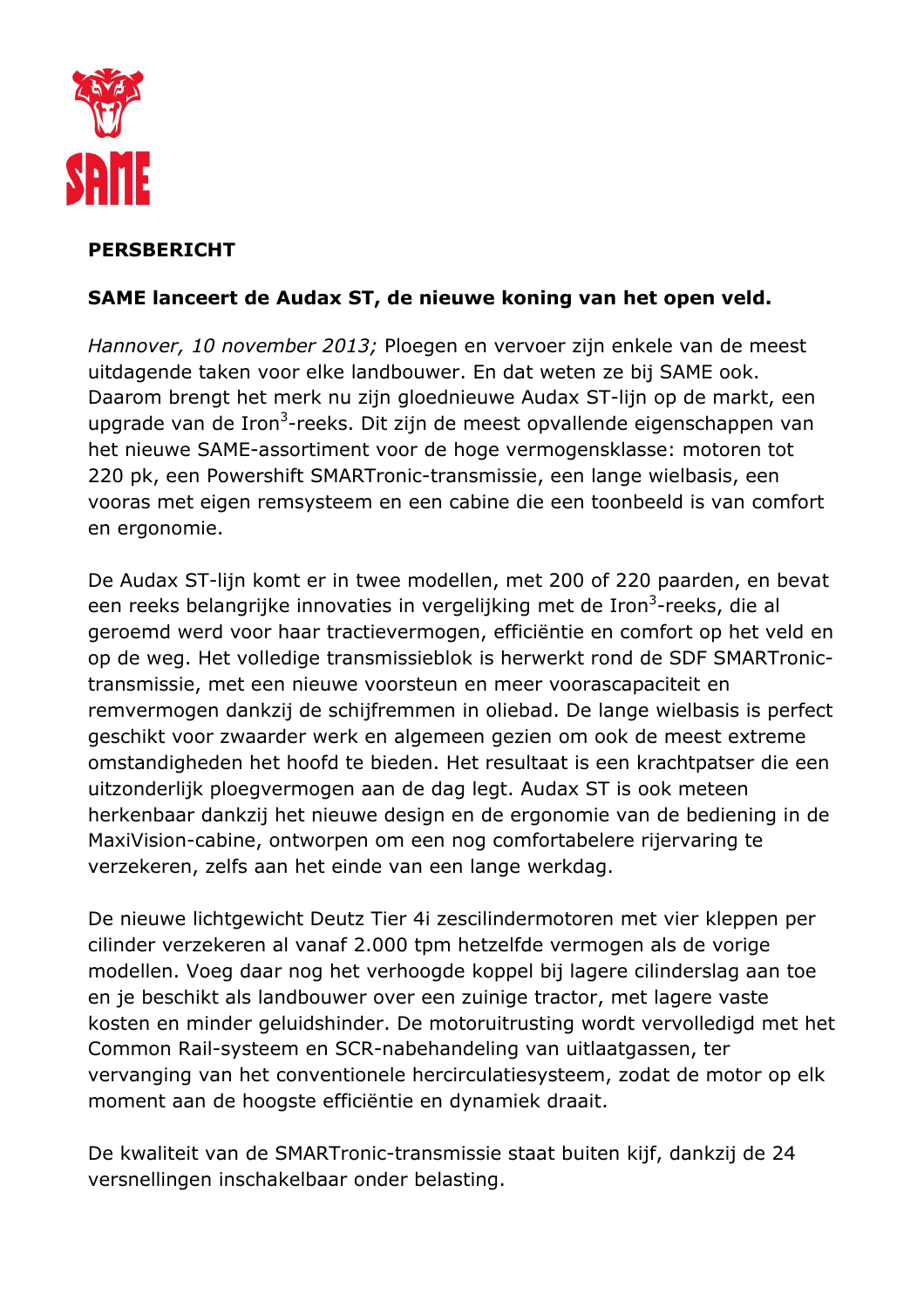**PERSBERICHT**

**SAME lanceert de Audax ST, de nieuwe koning van het open veld.**

*Hannover, 10 november 2013;* Ploegen en vervoer zijn enkele van de meest uitdagende taken voor elke landbouwer. En dat weten ze bij SAME ook. Daarom brengt het merk nu zijn gloednieuwe Audax ST-lijn op de markt, een upgrade van de Iron$^3$-reeks. Dit zijn de meest opvallende eigenschappen van het nieuwe SAME-assortiment voor de hoge vermogensklasse: motoren tot 220 pk, een Powershift SMARTronic-transmissie, een lange wielbasis, een vooras met eigen remsysteem en een cabine die een toonbeeld is van comfort en ergonomie.

De Audax ST-lijn komt er in twee modellen, met 200 of 220 paarden, en bevat een reeks belangrijke innovaties in vergelijking met de Iron$^3$-reeks, die al geroemd werd voor haar tractievermogen, efficiëntie en comfort op het veld en op de weg. Het volledige transmissieblok is herwerkt rond de SDF SMARTronic-transmissie, met een nieuwe voorsteun en meer voorascapaciteit en remvermogen dankzij de schijfremmen in oliebad. De lange wielbasis is perfect geschikt voor zwaarder werk en algemeen gezien om ook de meest extreme omstandigheden het hoofd te bieden. Het resultaat is een krachtpatser die een uitzonderlijk ploegvermogen aan de dag legt. Audax ST is ook meteen herkenbaar dankzij het nieuwe design en de ergonomie van de bediening in de MaxiVision-cabine, ontworpen om een nog comfortabelere rijervaring te verzekeren, zelfs aan het einde van een lange werkdag.

De nieuwe lichtgewicht Deutz Tier 4i zescilindermotoren met vier kleppen per cilinder verzekeren al vanaf 2.000 tpm hetzelfde vermogen als de vorige modellen. Voeg daar nog het verhoogde koppel bij lagere cilinderslag aan toe en je beschikt als landbouwer over een zuinige tractor, met lagere vaste kosten en minder geluidshinder. De motoruitrusting wordt vervolledigd met het Common Rail-systeem en SCR-nabehandeling van uitlaatgassen, ter vervanging van het conventionele hercirculatiesysteem, zodat de motor op elk moment aan de hoogste efficiëntie en dynamiek draait.

De kwaliteit van de SMARTronic-transmissie staat buiten kijf, dankzij de 24 versnellingen inschakelbaar onder belasting.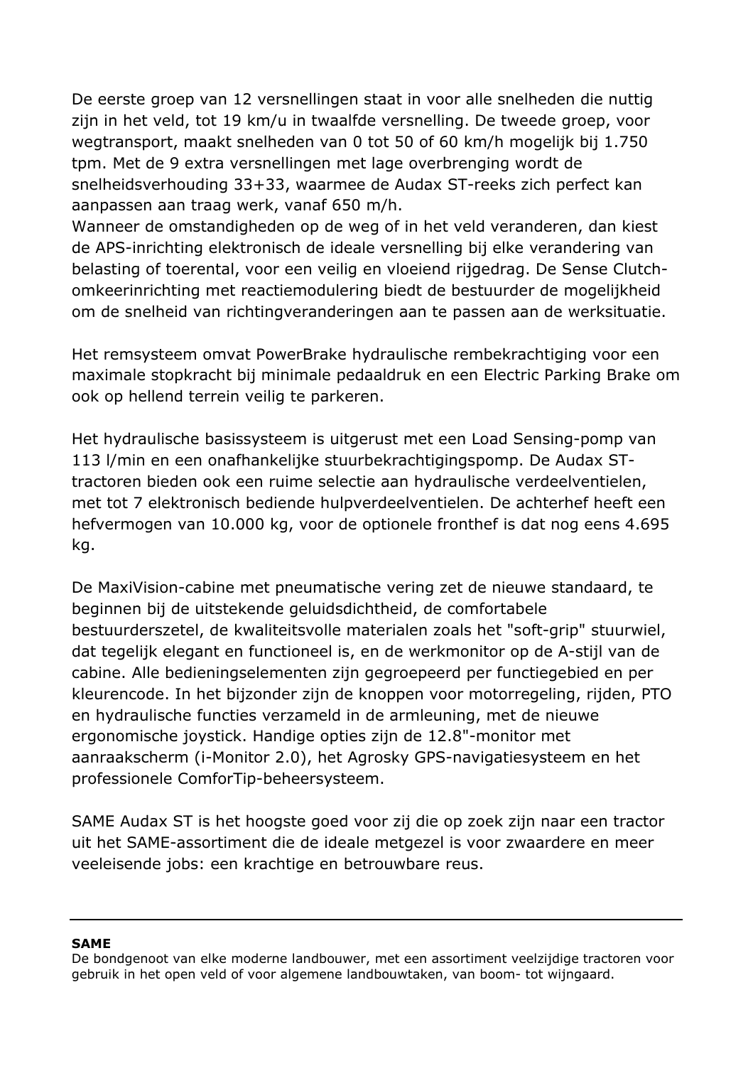De eerste groep van 12 versnellingen staat in voor alle snelheden die nuttig zijn in het veld, tot 19 km/u in twaalfde versnelling. De tweede groep, voor wegtransport, maakt snelheden van 0 tot 50 of 60 km/h mogelijk bij 1.750 tpm. Met de 9 extra versnellingen met lage overbrenging wordt de snelheidsverhouding 33+33, waarmee de Audax ST-reeks zich perfect kan aanpassen aan traag werk, vanaf 650 m/h.
Wanneer de omstandigheden op de weg of in het veld veranderen, dan kiest de APS-inrichting elektronisch de ideale versnelling bij elke verandering van belasting of toerental, voor een veilig en vloeiend rijgedrag. De Sense Clutch-omkeerinrichting met reactiemodulering biedt de bestuurder de mogelijkheid om de snelheid van richtingveranderingen aan te passen aan de werksituatie.

Het remsysteem omvat PowerBrake hydraulische rembekrachtiging voor een maximale stopkracht bij minimale pedaaldruk en een Electric Parking Brake om ook op hellend terrein veilig te parkeren.

Het hydraulische basissysteem is uitgerust met een Load Sensing-pomp van 113 l/min en een onafhankelijke stuurbekrachtigingspomp. De Audax ST-tractoren bieden ook een ruime selectie aan hydraulische verdeelventielen, met tot 7 elektronisch bediende hulpverdeelventielen. De achterhef heeft een hefvermogen van 10.000 kg, voor de optionele fronthef is dat nog eens 4.695 kg.

De MaxiVision-cabine met pneumatische vering zet de nieuwe standaard, te beginnen bij de uitstekende geluidsdichtheid, de comfortabele bestuurderszetel, de kwaliteitsvolle materialen zoals het "soft-grip" stuurwiel, dat tegelijk elegant en functioneel is, en de werkmonitor op de A-stijl van de cabine. Alle bedieningselementen zijn gegroepeerd per functiegebied en per kleurencode. In het bijzonder zijn de knoppen voor motorregeling, rijden, PTO en hydraulische functies verzameld in de armleuning, met de nieuwe ergonomische joystick. Handige opties zijn de 12.8"-monitor met aanraakscherm (i-Monitor 2.0), het Agrosky GPS-navigatiesysteem en het professionele ComforTip-beheersysteem.

SAME Audax ST is het hoogste goed voor zij die op zoek zijn naar een tractor uit het SAME-assortiment die de ideale metgezel is voor zwaardere en meer veeleisende jobs: een krachtige en betrouwbare reus.

---

**SAME**
De bondgenoot van elke moderne landbouwer, met een assortiment veelzijdige tractoren voor gebruik in het open veld of voor algemene landbouwtaken, van boom- tot wijngaard.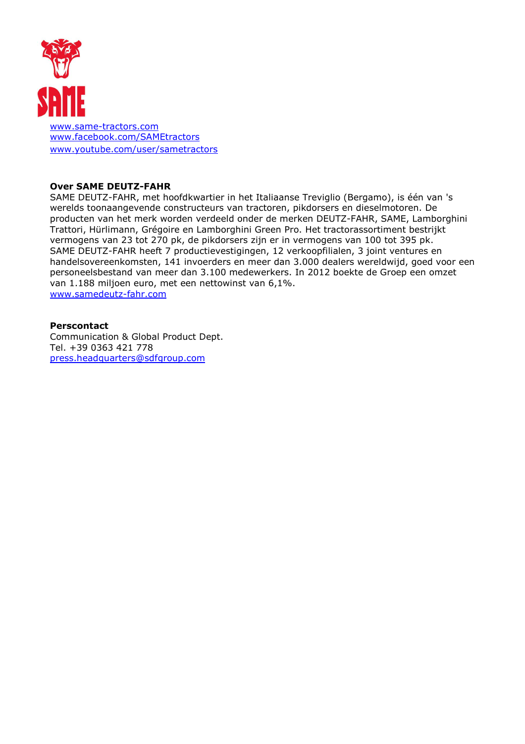www.same-tractors.com
www.facebook.com/SAMEtractors
www.youtube.com/user/sametractors

**Over SAME DEUTZ-FAHR**

SAME DEUTZ-FAHR, met hoofdkwartier in het Italiaanse Treviglio (Bergamo), is één van 's werelds toonaangevende constructeurs van tractoren, pikdorsers en dieselmotoren. De producten van het merk worden verdeeld onder de merken DEUTZ-FAHR, SAME, Lamborghini Trattori, Hürlimann, Grégoire en Lamborghini Green Pro. Het tractorassortiment bestrijkt vermogens van 23 tot 270 pk, de pikdorsers zijn er in vermogens van 100 tot 395 pk.
SAME DEUTZ-FAHR heeft 7 productievestigingen, 12 verkoopfilialen, 3 joint ventures en handelsovereenkomsten, 141 invoerders en meer dan 3.000 dealers wereldwijd, goed voor een personeelsbestand van meer dan 3.100 medewerkers. In 2012 boekte de Groep een omzet van 1.188 miljoen euro, met een nettowinst van 6,1%.
www.samedeutz-fahr.com

**Perscontact**

Communication & Global Product Dept.
Tel. +39 0363 421 778
press.headquarters@sdfgroup.com